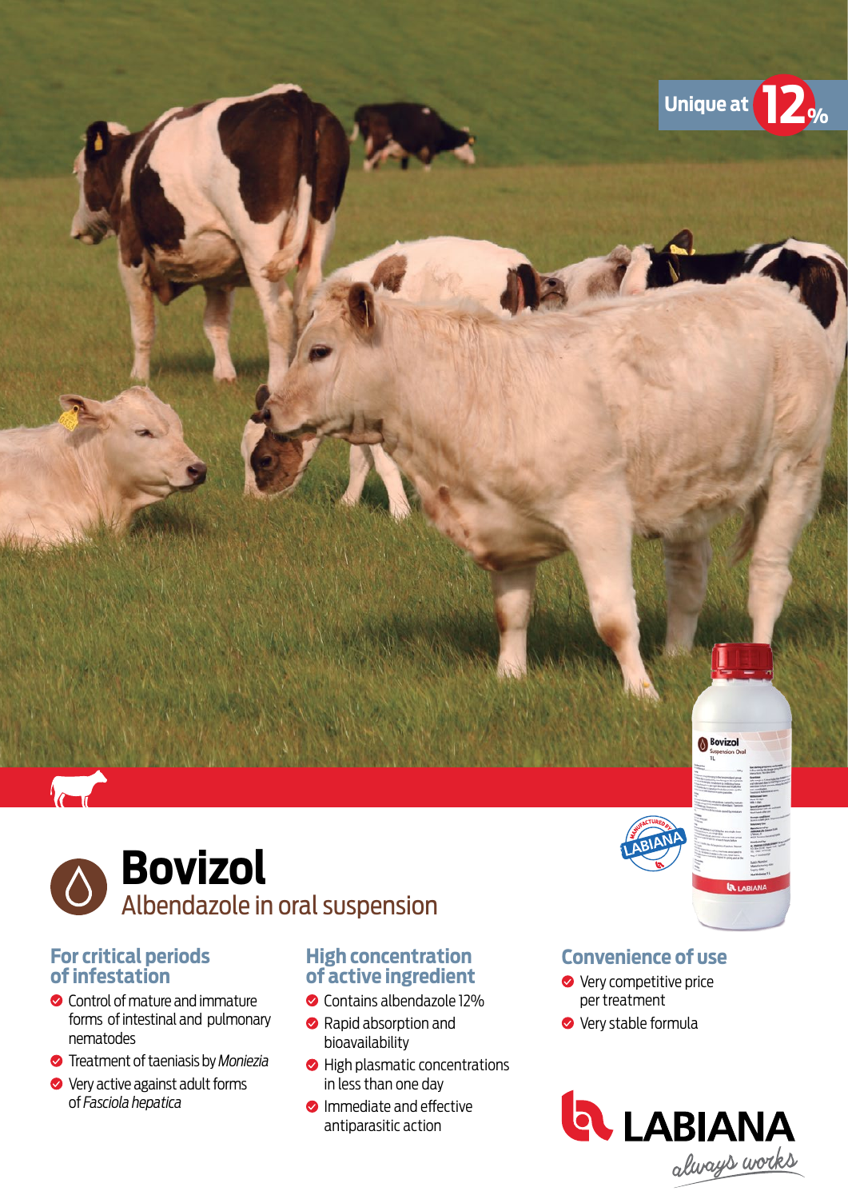Unique at 12%

# Bovizol

## Albendazole in oral suspension

### For critical periods of infestation

- Control of mature and immature forms of intestinal and pulmonary nematodes
- Treatment of taeniasis by *Moniezia*
- Very active against adult forms of *Fasciola hepatica*

### High concentration of active ingredient

- Contains albendazole 12%
- Rapid absorption and bioavailability
- High plasmatic concentrations in less than one day
- Immediate and effective antiparasitic action

### Convenience of use

- Very competitive price per treatment
- Very stable formula

LABIANA

*always works*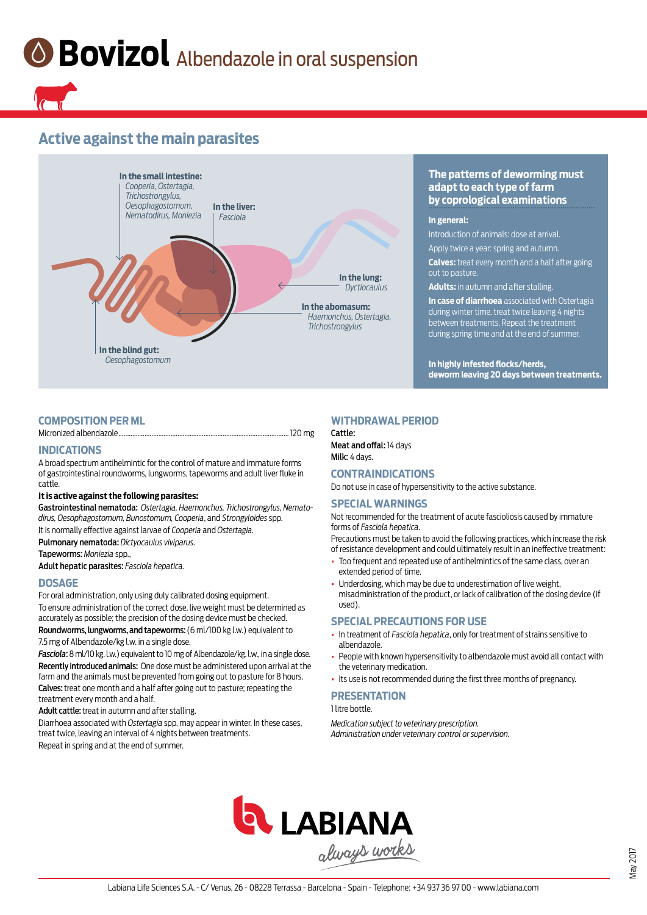# Bovizol Albendazole in oral suspension

## Active against the main parasites

**In the small intestine:**
*Cooperia, Ostertagia, Trichostrongylus, Oesophagostomum, Nematodirus, Moniezia*

**In the liver:**
*Fasciola*

**In the lung:**
*Dyctiocaulus*

**In the abomasum:**
*Haemonchus, Ostertagia, Trichostrongylus*

**In the blind gut:**
*Oesophagostomum*

### The patterns of deworming must adapt to each type of farm by coprological examinations

**In general:**

Introduction of animals: dose at arrival.

Apply twice a year: spring and autumn.

**Calves:** treat every month and a half after going out to pasture.

**Adults:** in autumn and after stalling.

**In case of diarrhoea** associated with Ostertagia during winter time, treat twice leaving 4 nights between treatments. Repeat the treatment during spring time and at the end of summer.

**In highly infested flocks/herds, deworm leaving 20 days between treatments.**

## COMPOSITION PER ML

Micronized albendazole.................................................................................... 120 mg

## INDICATIONS

A broad spectrum antihelmintic for the control of mature and immature forms of gastrointestinal roundworms, lungworms, tapeworms and adult liver fluke in cattle.

**It is active against the following parasites:**

**Gastrointestinal nematoda:** *Ostertagia, Haemonchus, Trichostrongylus, Nematodirus, Oesophagostomum, Bunostomum, Cooperia*, and *Strongyloides* spp.

It is normally effective against larvae of *Cooperia* and *Ostertagia*.

**Pulmonary nematoda:** *Dictyocaulus viviparus*.

**Tapeworms:** *Moniezia* spp.,

**Adult hepatic parasites:** *Fasciola hepatica*.

## DOSAGE

For oral administration, only using duly calibrated dosing equipment.

To ensure administration of the correct dose, live weight must be determined as accurately as possible; the precision of the dosing device must be checked.

**Roundworms, lungworms, and tapeworms:** (6 ml/100 kg l.w.) equivalent to 7.5 mg of Albendazole/kg l.w. in a single dose.

***Fasciola*:** 8 ml/10 kg. l.w.) equivalent to 10 mg of Albendazole/kg. l.w., in a single dose.

**Recently introduced animals:** One dose must be administered upon arrival at the farm and the animals must be prevented from going out to pasture for 8 hours.

**Calves:** treat one month and a half after going out to pasture; repeating the treatment every month and a half.

**Adult cattle:** treat in autumn and after stalling.

Diarrhoea associated with *Ostertagia* spp. may appear in winter. In these cases, treat twice, leaving an interval of 4 nights between treatments.

Repeat in spring and at the end of summer.

## WITHDRAWAL PERIOD

**Cattle:**

**Meat and offal:** 14 days

**Milk:** 4 days.

## CONTRAINDICATIONS

Do not use in case of hypersensitivity to the active substance.

## SPECIAL WARNINGS

Not recommended for the treatment of acute fasciolosis caused by immature forms of *Fasciola hepatica*.

Precautions must be taken to avoid the following practices, which increase the risk of resistance development and could ultimately result in an ineffective treatment:

- Too frequent and repeated use of antihelmintics of the same class, over an extended period of time.
- Underdosing, which may be due to underestimation of live weight, misadministration of the product, or lack of calibration of the dosing device (if used).

## SPECIAL PRECAUTIONS FOR USE

- In treatment of *Fasciola hepatica*, only for treatment of strains sensitive to albendazole.
- People with known hypersensitivity to albendazole must avoid all contact with the veterinary medication.
- Its use is not recommended during the first three months of pregnancy.

## PRESENTATION

1 litre bottle.

*Medication subject to veterinary prescription.*
*Administration under veterinary control or supervision.*

LABIANA always works

Labiana Life Sciences S.A. - C/ Venus, 26 - 08228 Terrassa - Barcelona - Spain - Telephone: +34 937 36 97 00 - www.labiana.com

May 2017